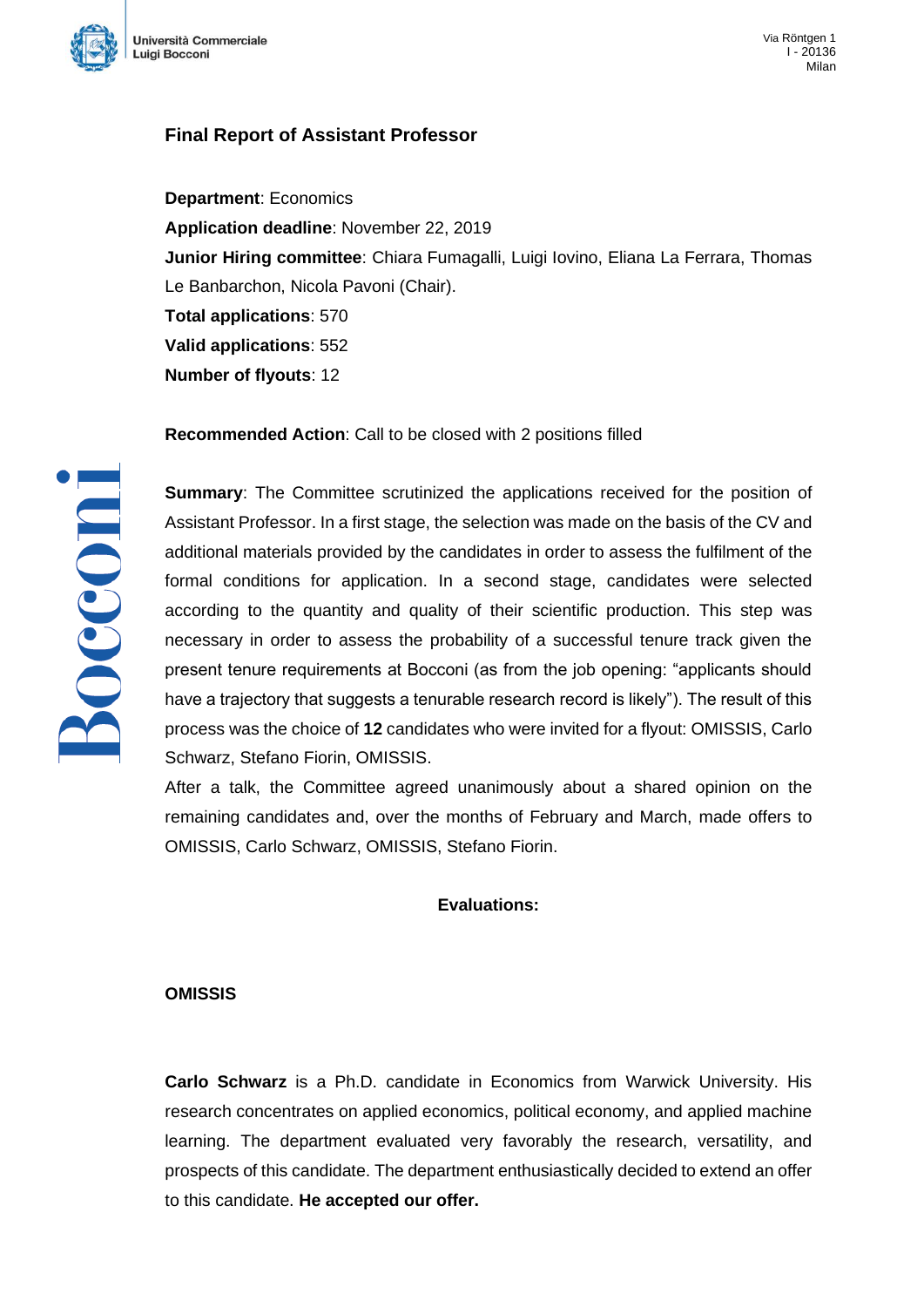## Final Report of Assistant Professor

**Department**: Economics
**Application deadline**: November 22, 2019
**Junior Hiring committee**: Chiara Fumagalli, Luigi Iovino, Eliana La Ferrara, Thomas Le Banbarchon, Nicola Pavoni (Chair).
**Total applications**: 570
**Valid applications**: 552
**Number of flyouts**: 12

**Recommended Action**: Call to be closed with 2 positions filled

**Summary**: The Committee scrutinized the applications received for the position of Assistant Professor. In a first stage, the selection was made on the basis of the CV and additional materials provided by the candidates in order to assess the fulfilment of the formal conditions for application. In a second stage, candidates were selected according to the quantity and quality of their scientific production. This step was necessary in order to assess the probability of a successful tenure track given the present tenure requirements at Bocconi (as from the job opening: "applicants should have a trajectory that suggests a tenurable research record is likely"). The result of this process was the choice of **12** candidates who were invited for a flyout: OMISSIS, Carlo Schwarz, Stefano Fiorin, OMISSIS.
After a talk, the Committee agreed unanimously about a shared opinion on the remaining candidates and, over the months of February and March, made offers to OMISSIS, Carlo Schwarz, OMISSIS, Stefano Fiorin.

**Evaluations:**

**OMISSIS**

**Carlo Schwarz** is a Ph.D. candidate in Economics from Warwick University. His research concentrates on applied economics, political economy, and applied machine learning. The department evaluated very favorably the research, versatility, and prospects of this candidate. The department enthusiastically decided to extend an offer to this candidate. **He accepted our offer.**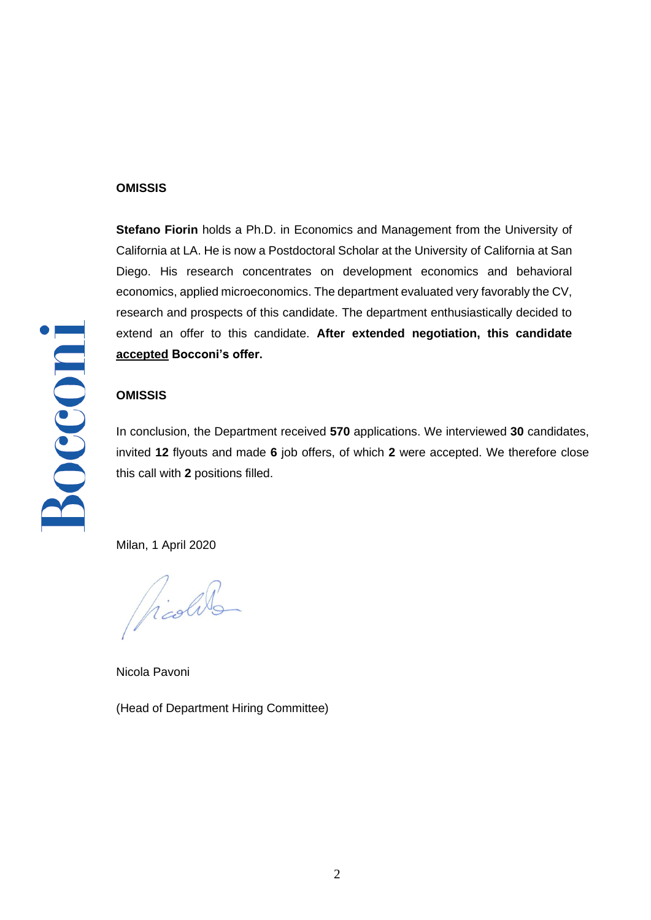**OMISSIS**

**Stefano Fiorin** holds a Ph.D. in Economics and Management from the University of California at LA. He is now a Postdoctoral Scholar at the University of California at San Diego. His research concentrates on development economics and behavioral economics, applied microeconomics. The department evaluated very favorably the CV, research and prospects of this candidate. The department enthusiastically decided to extend an offer to this candidate. **After extended negotiation, this candidate <u>accepted</u> Bocconi's offer.**

**OMISSIS**

In conclusion, the Department received **570** applications. We interviewed **30** candidates, invited **12** flyouts and made **6** job offers, of which **2** were accepted. We therefore close this call with **2** positions filled.

Milan, 1 April 2020

Nicola Pavoni

(Head of Department Hiring Committee)